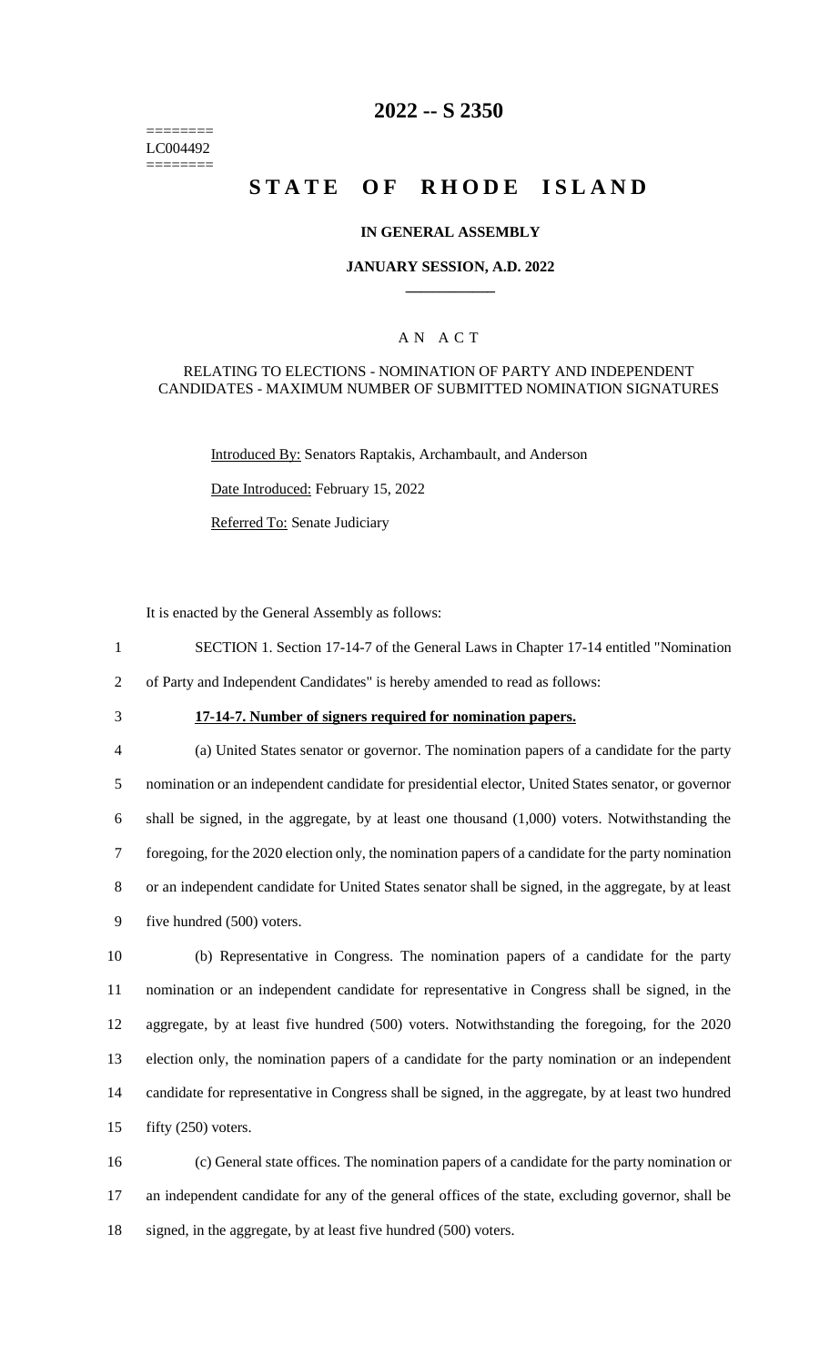========
LC004492
========

# 2022 -- S 2350

# STATE OF RHODE ISLAND

**IN GENERAL ASSEMBLY**

**JANUARY SESSION, A.D. 2022**

A N A C T

RELATING TO ELECTIONS - NOMINATION OF PARTY AND INDEPENDENT CANDIDATES - MAXIMUM NUMBER OF SUBMITTED NOMINATION SIGNATURES

Introduced By: Senators Raptakis, Archambault, and Anderson

Date Introduced: February 15, 2022

Referred To: Senate Judiciary

It is enacted by the General Assembly as follows:

SECTION 1. Section 17-14-7 of the General Laws in Chapter 17-14 entitled "Nomination of Party and Independent Candidates" is hereby amended to read as follows:

**17-14-7. Number of signers required for nomination papers.**

(a) United States senator or governor. The nomination papers of a candidate for the party nomination or an independent candidate for presidential elector, United States senator, or governor shall be signed, in the aggregate, by at least one thousand (1,000) voters. Notwithstanding the foregoing, for the 2020 election only, the nomination papers of a candidate for the party nomination or an independent candidate for United States senator shall be signed, in the aggregate, by at least five hundred (500) voters.

(b) Representative in Congress. The nomination papers of a candidate for the party nomination or an independent candidate for representative in Congress shall be signed, in the aggregate, by at least five hundred (500) voters. Notwithstanding the foregoing, for the 2020 election only, the nomination papers of a candidate for the party nomination or an independent candidate for representative in Congress shall be signed, in the aggregate, by at least two hundred fifty (250) voters.

(c) General state offices. The nomination papers of a candidate for the party nomination or an independent candidate for any of the general offices of the state, excluding governor, shall be signed, in the aggregate, by at least five hundred (500) voters.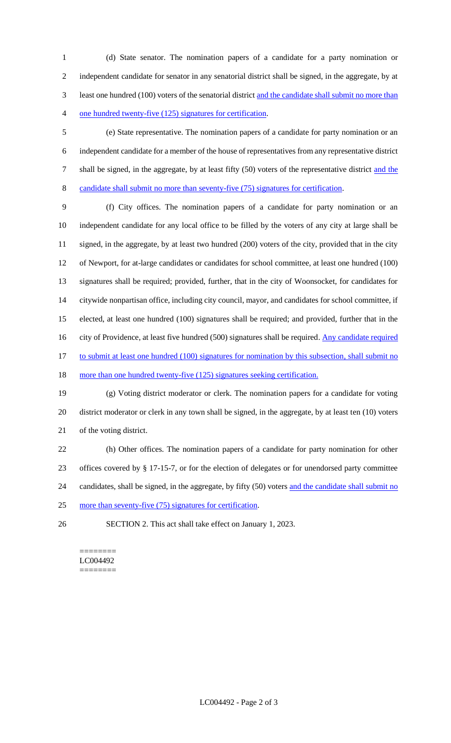(d) State senator. The nomination papers of a candidate for a party nomination or independent candidate for senator in any senatorial district shall be signed, in the aggregate, by at least one hundred (100) voters of the senatorial district and the candidate shall submit no more than one hundred twenty-five (125) signatures for certification.

(e) State representative. The nomination papers of a candidate for party nomination or an independent candidate for a member of the house of representatives from any representative district shall be signed, in the aggregate, by at least fifty (50) voters of the representative district and the candidate shall submit no more than seventy-five (75) signatures for certification.

(f) City offices. The nomination papers of a candidate for party nomination or an independent candidate for any local office to be filled by the voters of any city at large shall be signed, in the aggregate, by at least two hundred (200) voters of the city, provided that in the city of Newport, for at-large candidates or candidates for school committee, at least one hundred (100) signatures shall be required; provided, further, that in the city of Woonsocket, for candidates for citywide nonpartisan office, including city council, mayor, and candidates for school committee, if elected, at least one hundred (100) signatures shall be required; and provided, further that in the city of Providence, at least five hundred (500) signatures shall be required. Any candidate required to submit at least one hundred (100) signatures for nomination by this subsection, shall submit no more than one hundred twenty-five (125) signatures seeking certification.

(g) Voting district moderator or clerk. The nomination papers for a candidate for voting district moderator or clerk in any town shall be signed, in the aggregate, by at least ten (10) voters of the voting district.

(h) Other offices. The nomination papers of a candidate for party nomination for other offices covered by § 17-15-7, or for the election of delegates or for unendorsed party committee candidates, shall be signed, in the aggregate, by fifty (50) voters and the candidate shall submit no more than seventy-five (75) signatures for certification.

SECTION 2. This act shall take effect on January 1, 2023.

========
LC004492
========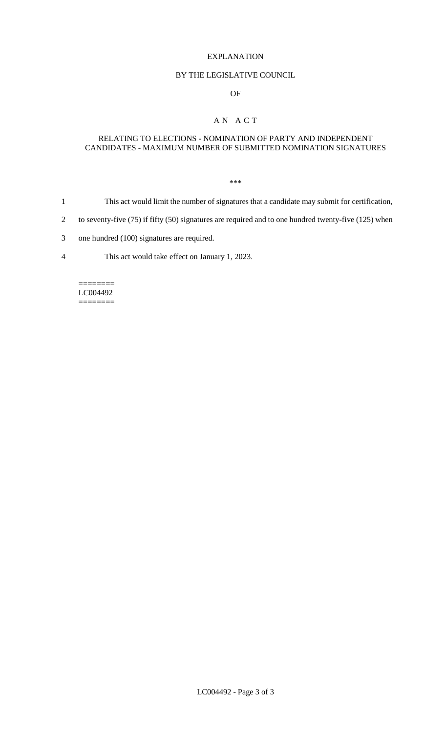EXPLANATION

BY THE LEGISLATIVE COUNCIL

OF

A N A C T

RELATING TO ELECTIONS - NOMINATION OF PARTY AND INDEPENDENT CANDIDATES - MAXIMUM NUMBER OF SUBMITTED NOMINATION SIGNATURES

***

1 This act would limit the number of signatures that a candidate may submit for certification,

2 to seventy-five (75) if fifty (50) signatures are required and to one hundred twenty-five (125) when

3 one hundred (100) signatures are required.

4 This act would take effect on January 1, 2023.

========
LC004492
========